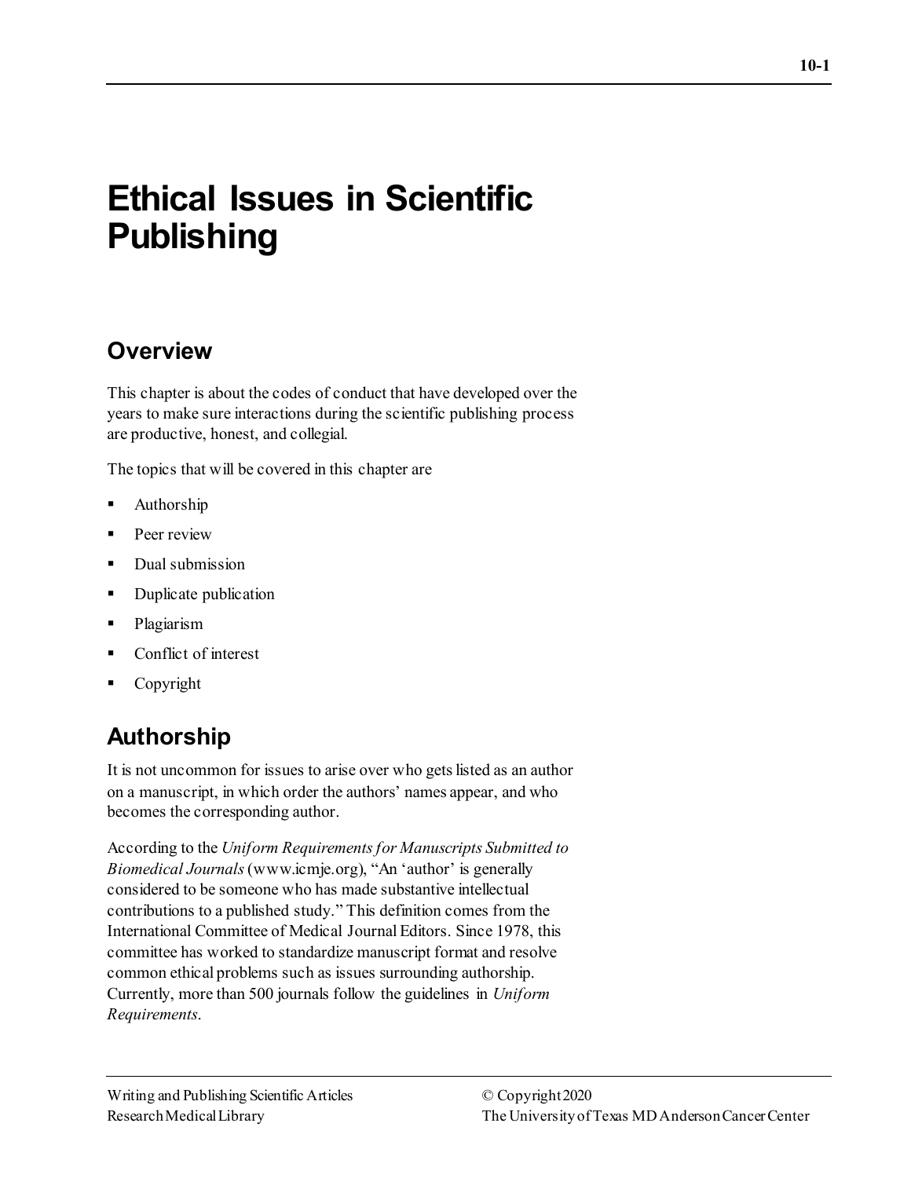# Ethical Issues in Scientific Publishing

## Overview

This chapter is about the codes of conduct that have developed over the years to make sure interactions during the scientific publishing process are productive, honest, and collegial.

The topics that will be covered in this chapter are

- Authorship
- Peer review
- Dual submission
- Duplicate publication
- Plagiarism
- Conflict of interest
- Copyright

## Authorship

It is not uncommon for issues to arise over who gets listed as an author on a manuscript, in which order the authors' names appear, and who becomes the corresponding author.

According to the *Uniform Requirements for Manuscripts Submitted to Biomedical Journals* (www.icmje.org), "An 'author' is generally considered to be someone who has made substantive intellectual contributions to a published study." This definition comes from the International Committee of Medical Journal Editors. Since 1978, this committee has worked to standardize manuscript format and resolve common ethical problems such as issues surrounding authorship. Currently, more than 500 journals follow the guidelines in *Uniform Requirements*.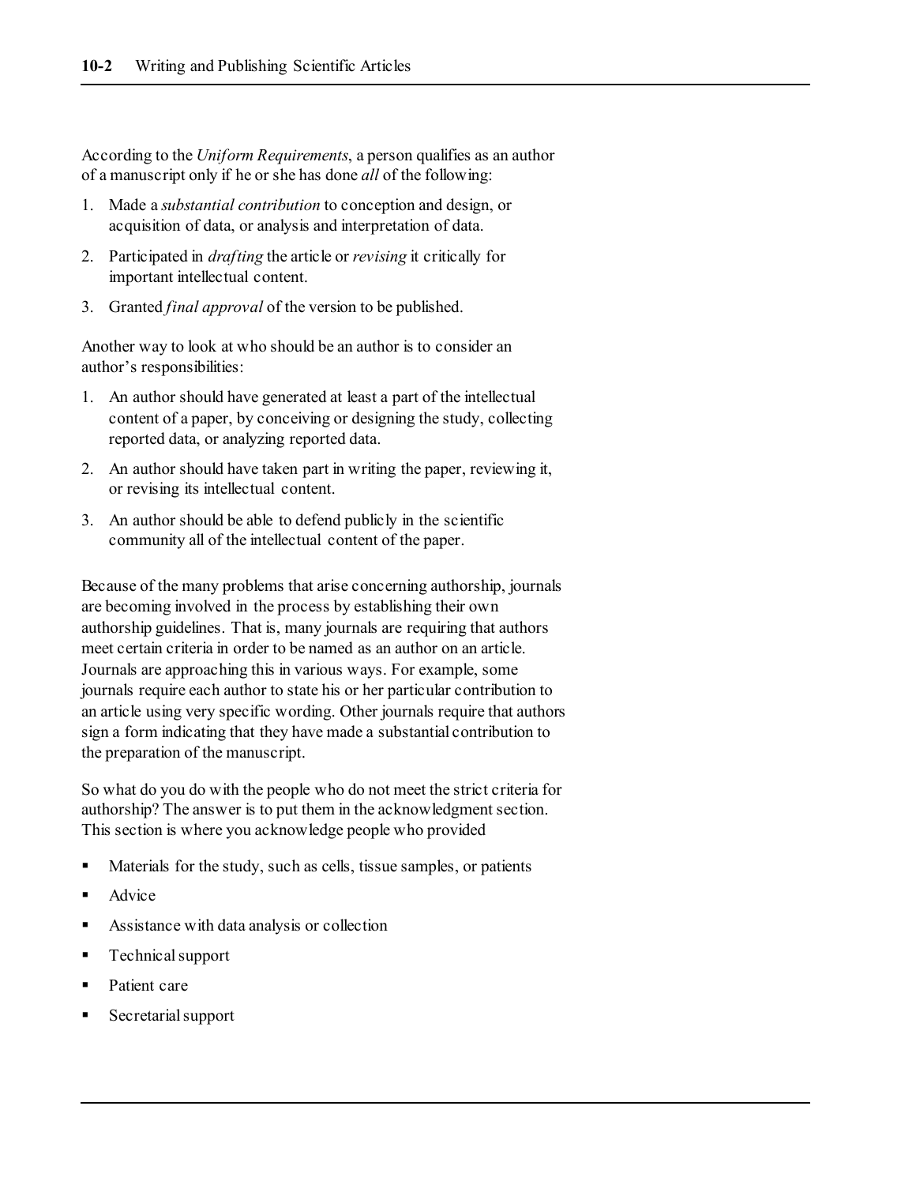According to the *Uniform Requirements*, a person qualifies as an author of a manuscript only if he or she has done *all* of the following:

1. Made a *substantial contribution* to conception and design, or acquisition of data, or analysis and interpretation of data.
2. Participated in *drafting* the article or *revising* it critically for important intellectual content.
3. Granted *final approval* of the version to be published.

Another way to look at who should be an author is to consider an author's responsibilities:

1. An author should have generated at least a part of the intellectual content of a paper, by conceiving or designing the study, collecting reported data, or analyzing reported data.
2. An author should have taken part in writing the paper, reviewing it, or revising its intellectual content.
3. An author should be able to defend publicly in the scientific community all of the intellectual content of the paper.

Because of the many problems that arise concerning authorship, journals are becoming involved in the process by establishing their own authorship guidelines. That is, many journals are requiring that authors meet certain criteria in order to be named as an author on an article. Journals are approaching this in various ways. For example, some journals require each author to state his or her particular contribution to an article using very specific wording. Other journals require that authors sign a form indicating that they have made a substantial contribution to the preparation of the manuscript.

So what do you do with the people who do not meet the strict criteria for authorship? The answer is to put them in the acknowledgment section. This section is where you acknowledge people who provided

- Materials for the study, such as cells, tissue samples, or patients
- Advice
- Assistance with data analysis or collection
- Technical support
- Patient care
- Secretarial support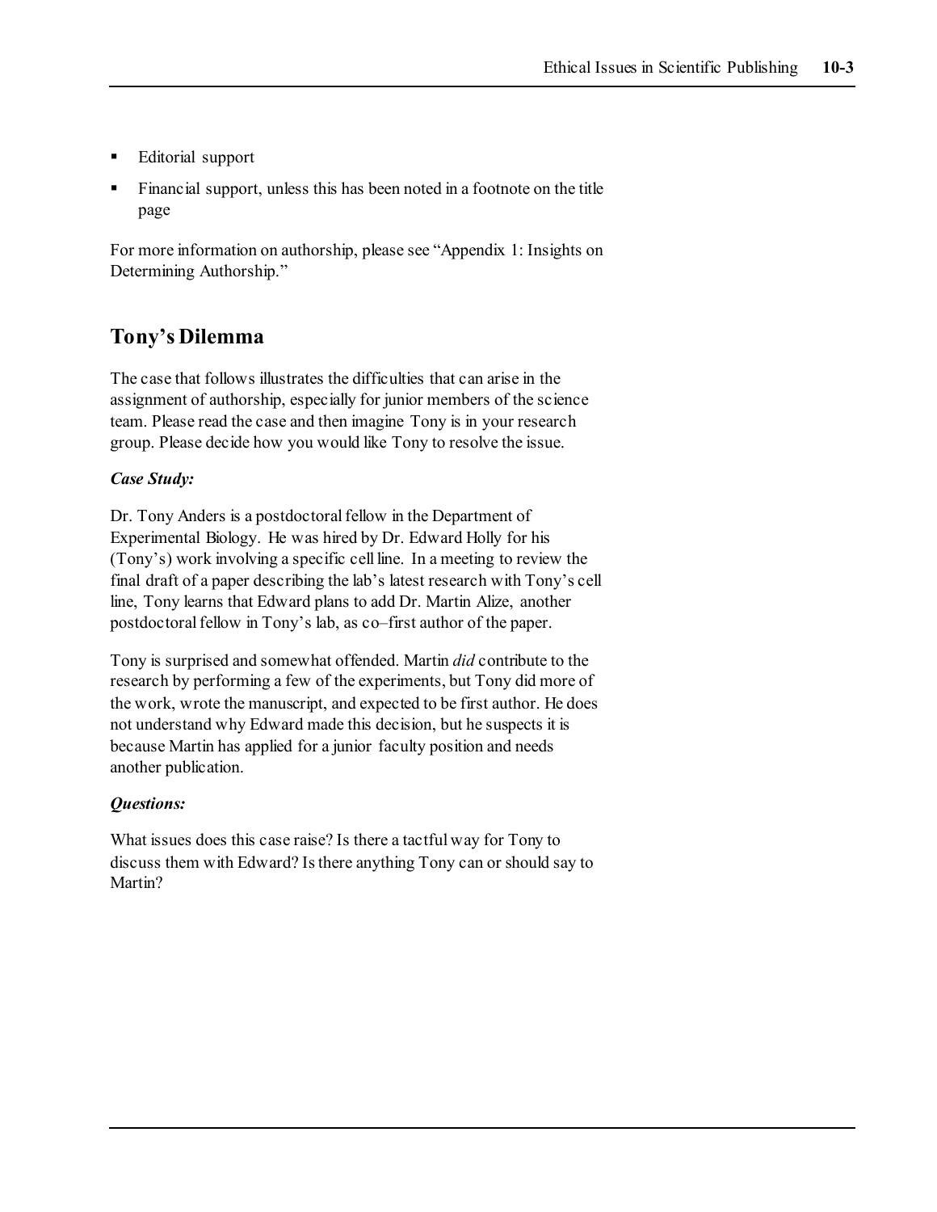- Editorial support
- Financial support, unless this has been noted in a footnote on the title page

For more information on authorship, please see "Appendix 1: Insights on Determining Authorship."

## Tony's Dilemma

The case that follows illustrates the difficulties that can arise in the assignment of authorship, especially for junior members of the science team. Please read the case and then imagine Tony is in your research group. Please decide how you would like Tony to resolve the issue.

***Case Study:***

Dr. Tony Anders is a postdoctoral fellow in the Department of Experimental Biology. He was hired by Dr. Edward Holly for his (Tony's) work involving a specific cell line. In a meeting to review the final draft of a paper describing the lab's latest research with Tony's cell line, Tony learns that Edward plans to add Dr. Martin Alize, another postdoctoral fellow in Tony's lab, as co–first author of the paper.

Tony is surprised and somewhat offended. Martin *did* contribute to the research by performing a few of the experiments, but Tony did more of the work, wrote the manuscript, and expected to be first author. He does not understand why Edward made this decision, but he suspects it is because Martin has applied for a junior faculty position and needs another publication.

***Questions:***

What issues does this case raise? Is there a tactful way for Tony to discuss them with Edward? Is there anything Tony can or should say to Martin?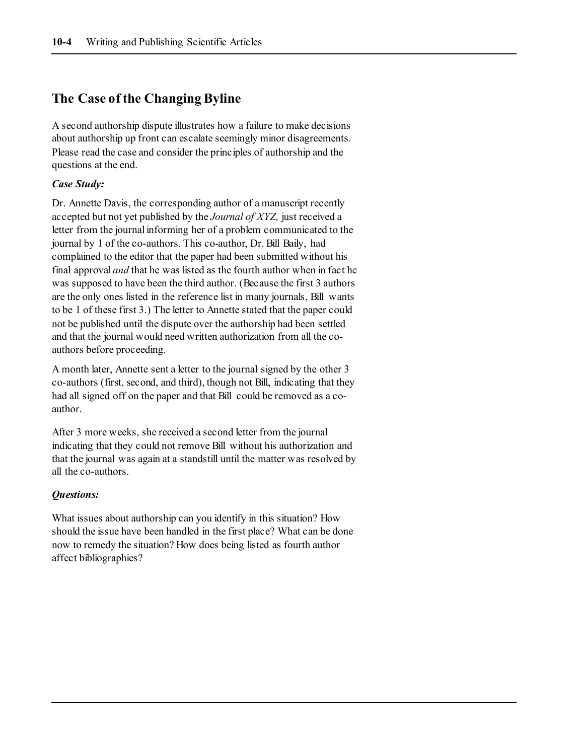## The Case of the Changing Byline

A second authorship dispute illustrates how a failure to make decisions about authorship up front can escalate seemingly minor disagreements. Please read the case and consider the principles of authorship and the questions at the end.

***Case Study:***

Dr. Annette Davis, the corresponding author of a manuscript recently accepted but not yet published by the *Journal of XYZ,* just received a letter from the journal informing her of a problem communicated to the journal by 1 of the co-authors. This co-author, Dr. Bill Baily, had complained to the editor that the paper had been submitted without his final approval *and* that he was listed as the fourth author when in fact he was supposed to have been the third author. (Because the first 3 authors are the only ones listed in the reference list in many journals, Bill wants to be 1 of these first 3.) The letter to Annette stated that the paper could not be published until the dispute over the authorship had been settled and that the journal would need written authorization from all the co-authors before proceeding.

A month later, Annette sent a letter to the journal signed by the other 3 co-authors (first, second, and third), though not Bill, indicating that they had all signed off on the paper and that Bill could be removed as a co-author.

After 3 more weeks, she received a second letter from the journal indicating that they could not remove Bill without his authorization and that the journal was again at a standstill until the matter was resolved by all the co-authors.

***Questions:***

What issues about authorship can you identify in this situation? How should the issue have been handled in the first place? What can be done now to remedy the situation? How does being listed as fourth author affect bibliographies?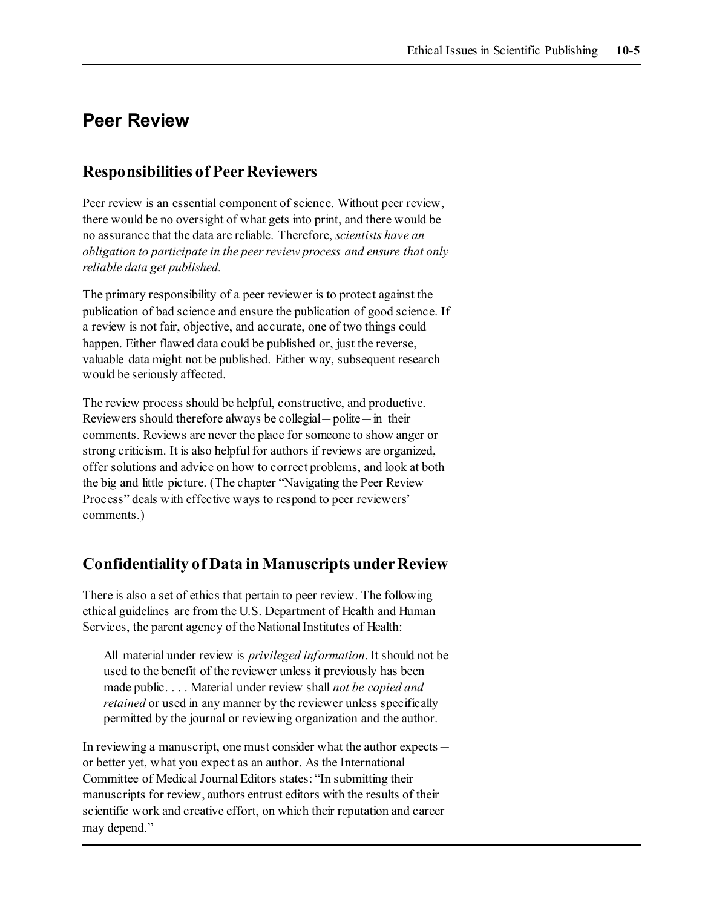## Peer Review

### Responsibilities of Peer Reviewers

Peer review is an essential component of science. Without peer review, there would be no oversight of what gets into print, and there would be no assurance that the data are reliable. Therefore, *scientists have an obligation to participate in the peer review process and ensure that only reliable data get published.*

The primary responsibility of a peer reviewer is to protect against the publication of bad science and ensure the publication of good science. If a review is not fair, objective, and accurate, one of two things could happen. Either flawed data could be published or, just the reverse, valuable data might not be published. Either way, subsequent research would be seriously affected.

The review process should be helpful, constructive, and productive. Reviewers should therefore always be collegial—polite—in their comments. Reviews are never the place for someone to show anger or strong criticism. It is also helpful for authors if reviews are organized, offer solutions and advice on how to correct problems, and look at both the big and little picture. (The chapter "Navigating the Peer Review Process" deals with effective ways to respond to peer reviewers' comments.)

### Confidentiality of Data in Manuscripts under Review

There is also a set of ethics that pertain to peer review. The following ethical guidelines are from the U.S. Department of Health and Human Services, the parent agency of the National Institutes of Health:

> All material under review is *privileged information*. It should not be used to the benefit of the reviewer unless it previously has been made public. . . . Material under review shall *not be copied and retained* or used in any manner by the reviewer unless specifically permitted by the journal or reviewing organization and the author.

In reviewing a manuscript, one must consider what the author expects—or better yet, what you expect as an author. As the International Committee of Medical Journal Editors states: "In submitting their manuscripts for review, authors entrust editors with the results of their scientific work and creative effort, on which their reputation and career may depend."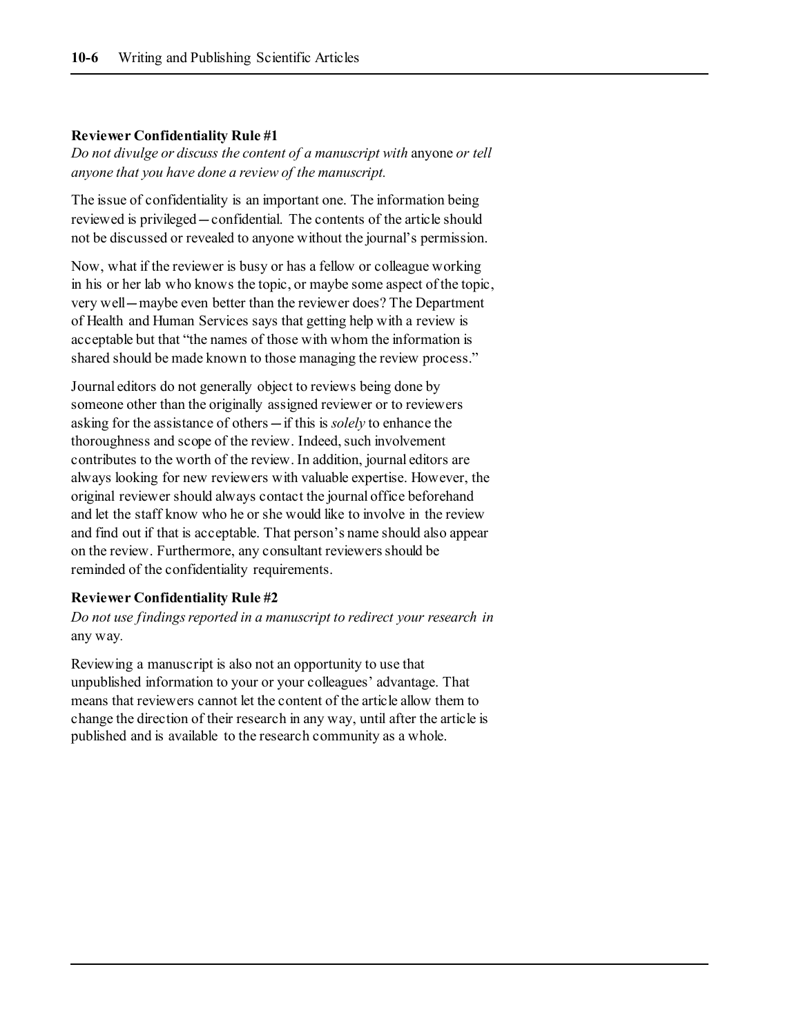**Reviewer Confidentiality Rule #1**

*Do not divulge or discuss the content of a manuscript with* anyone *or tell anyone that you have done a review of the manuscript.*

The issue of confidentiality is an important one. The information being reviewed is privileged—confidential. The contents of the article should not be discussed or revealed to anyone without the journal's permission.

Now, what if the reviewer is busy or has a fellow or colleague working in his or her lab who knows the topic, or maybe some aspect of the topic, very well—maybe even better than the reviewer does? The Department of Health and Human Services says that getting help with a review is acceptable but that "the names of those with whom the information is shared should be made known to those managing the review process."

Journal editors do not generally object to reviews being done by someone other than the originally assigned reviewer or to reviewers asking for the assistance of others—if this is *solely* to enhance the thoroughness and scope of the review. Indeed, such involvement contributes to the worth of the review. In addition, journal editors are always looking for new reviewers with valuable expertise. However, the original reviewer should always contact the journal office beforehand and let the staff know who he or she would like to involve in the review and find out if that is acceptable. That person's name should also appear on the review. Furthermore, any consultant reviewers should be reminded of the confidentiality requirements.

**Reviewer Confidentiality Rule #2**

*Do not use findings reported in a manuscript to redirect your research in* any way*.*

Reviewing a manuscript is also not an opportunity to use that unpublished information to your or your colleagues' advantage. That means that reviewers cannot let the content of the article allow them to change the direction of their research in any way, until after the article is published and is available to the research community as a whole.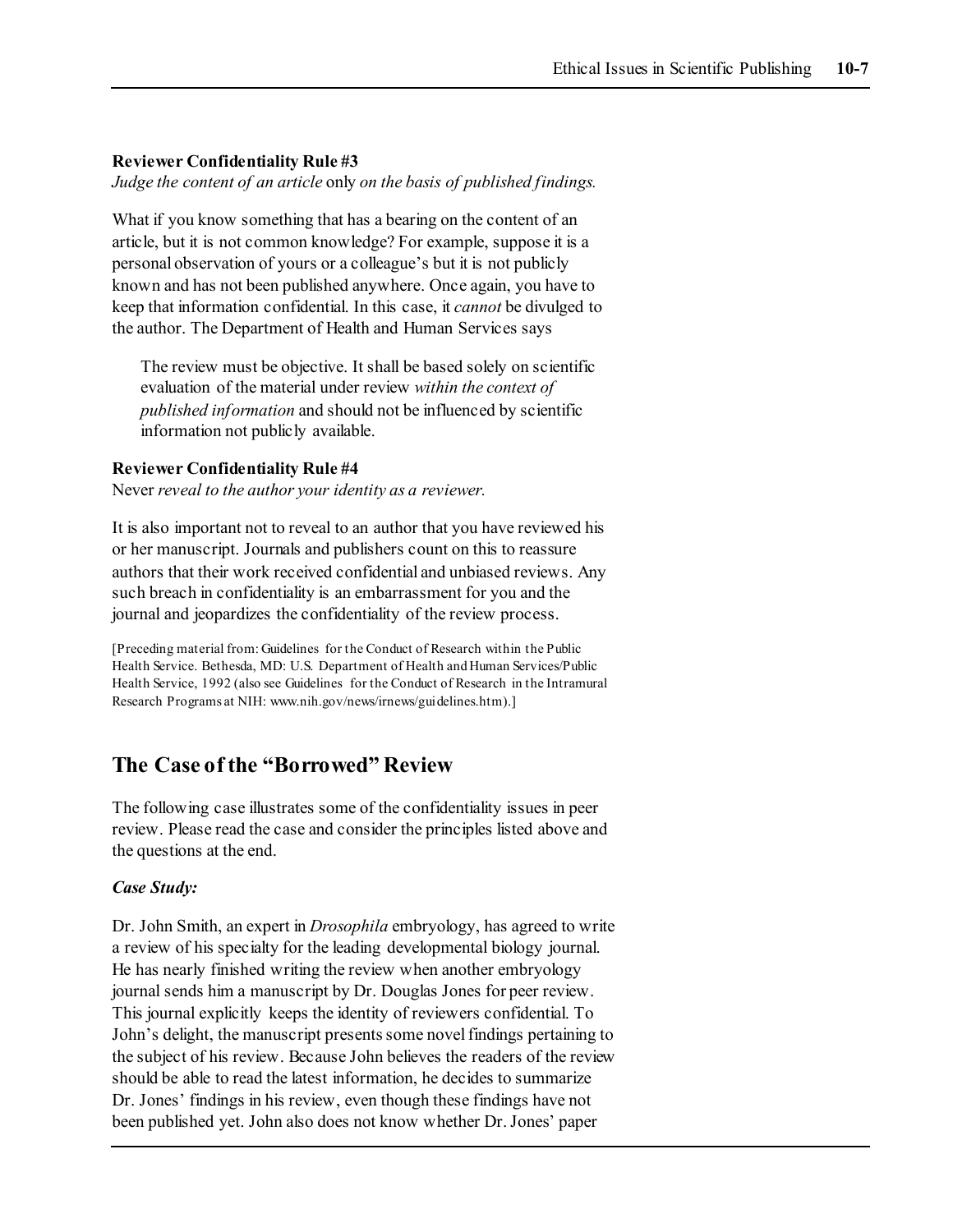**Reviewer Confidentiality Rule #3**

*Judge the content of an article* only *on the basis of published findings.*

What if you know something that has a bearing on the content of an article, but it is not common knowledge? For example, suppose it is a personal observation of yours or a colleague's but it is not publicly known and has not been published anywhere. Once again, you have to keep that information confidential. In this case, it *cannot* be divulged to the author. The Department of Health and Human Services says

> The review must be objective. It shall be based solely on scientific evaluation of the material under review *within the context of published information* and should not be influenced by scientific information not publicly available.

**Reviewer Confidentiality Rule #4**

Never *reveal to the author your identity as a reviewer.*

It is also important not to reveal to an author that you have reviewed his or her manuscript. Journals and publishers count on this to reassure authors that their work received confidential and unbiased reviews. Any such breach in confidentiality is an embarrassment for you and the journal and jeopardizes the confidentiality of the review process.

[Preceding material from: Guidelines for the Conduct of Research within the Public Health Service. Bethesda, MD: U.S. Department of Health and Human Services/Public Health Service, 1992 (also see Guidelines for the Conduct of Research in the Intramural Research Programs at NIH: www.nih.gov/news/irnews/guidelines.htm).]

## The Case of the "Borrowed" Review

The following case illustrates some of the confidentiality issues in peer review. Please read the case and consider the principles listed above and the questions at the end.

***Case Study:***

Dr. John Smith, an expert in *Drosophila* embryology, has agreed to write a review of his specialty for the leading developmental biology journal. He has nearly finished writing the review when another embryology journal sends him a manuscript by Dr. Douglas Jones for peer review. This journal explicitly keeps the identity of reviewers confidential. To John's delight, the manuscript presents some novel findings pertaining to the subject of his review. Because John believes the readers of the review should be able to read the latest information, he decides to summarize Dr. Jones' findings in his review, even though these findings have not been published yet. John also does not know whether Dr. Jones' paper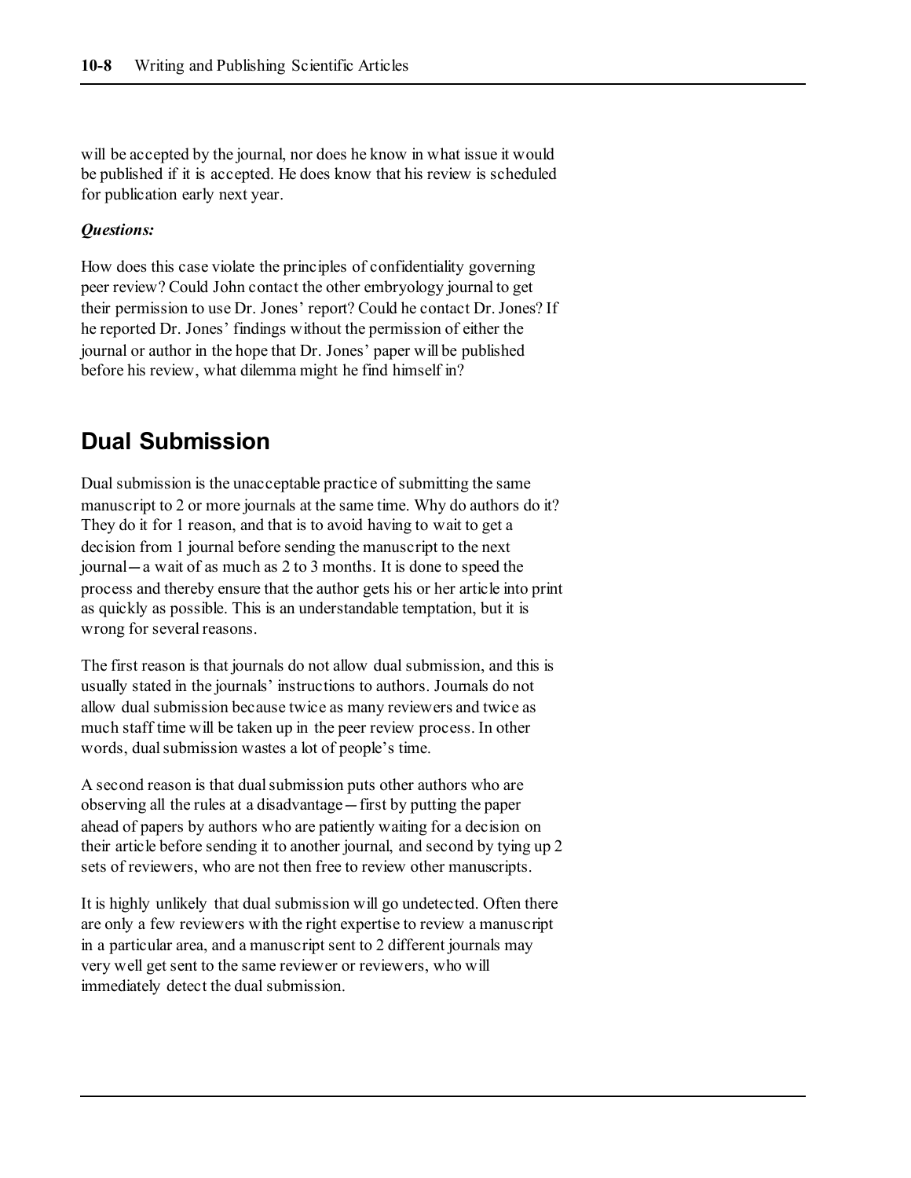will be accepted by the journal, nor does he know in what issue it would be published if it is accepted. He does know that his review is scheduled for publication early next year.

***Questions:***

How does this case violate the principles of confidentiality governing peer review? Could John contact the other embryology journal to get their permission to use Dr. Jones' report? Could he contact Dr. Jones? If he reported Dr. Jones' findings without the permission of either the journal or author in the hope that Dr. Jones' paper will be published before his review, what dilemma might he find himself in?

## Dual Submission

Dual submission is the unacceptable practice of submitting the same manuscript to 2 or more journals at the same time. Why do authors do it? They do it for 1 reason, and that is to avoid having to wait to get a decision from 1 journal before sending the manuscript to the next journal—a wait of as much as 2 to 3 months. It is done to speed the process and thereby ensure that the author gets his or her article into print as quickly as possible. This is an understandable temptation, but it is wrong for several reasons.

The first reason is that journals do not allow dual submission, and this is usually stated in the journals' instructions to authors. Journals do not allow dual submission because twice as many reviewers and twice as much staff time will be taken up in the peer review process. In other words, dual submission wastes a lot of people's time.

A second reason is that dual submission puts other authors who are observing all the rules at a disadvantage—first by putting the paper ahead of papers by authors who are patiently waiting for a decision on their article before sending it to another journal, and second by tying up 2 sets of reviewers, who are not then free to review other manuscripts.

It is highly unlikely that dual submission will go undetected. Often there are only a few reviewers with the right expertise to review a manuscript in a particular area, and a manuscript sent to 2 different journals may very well get sent to the same reviewer or reviewers, who will immediately detect the dual submission.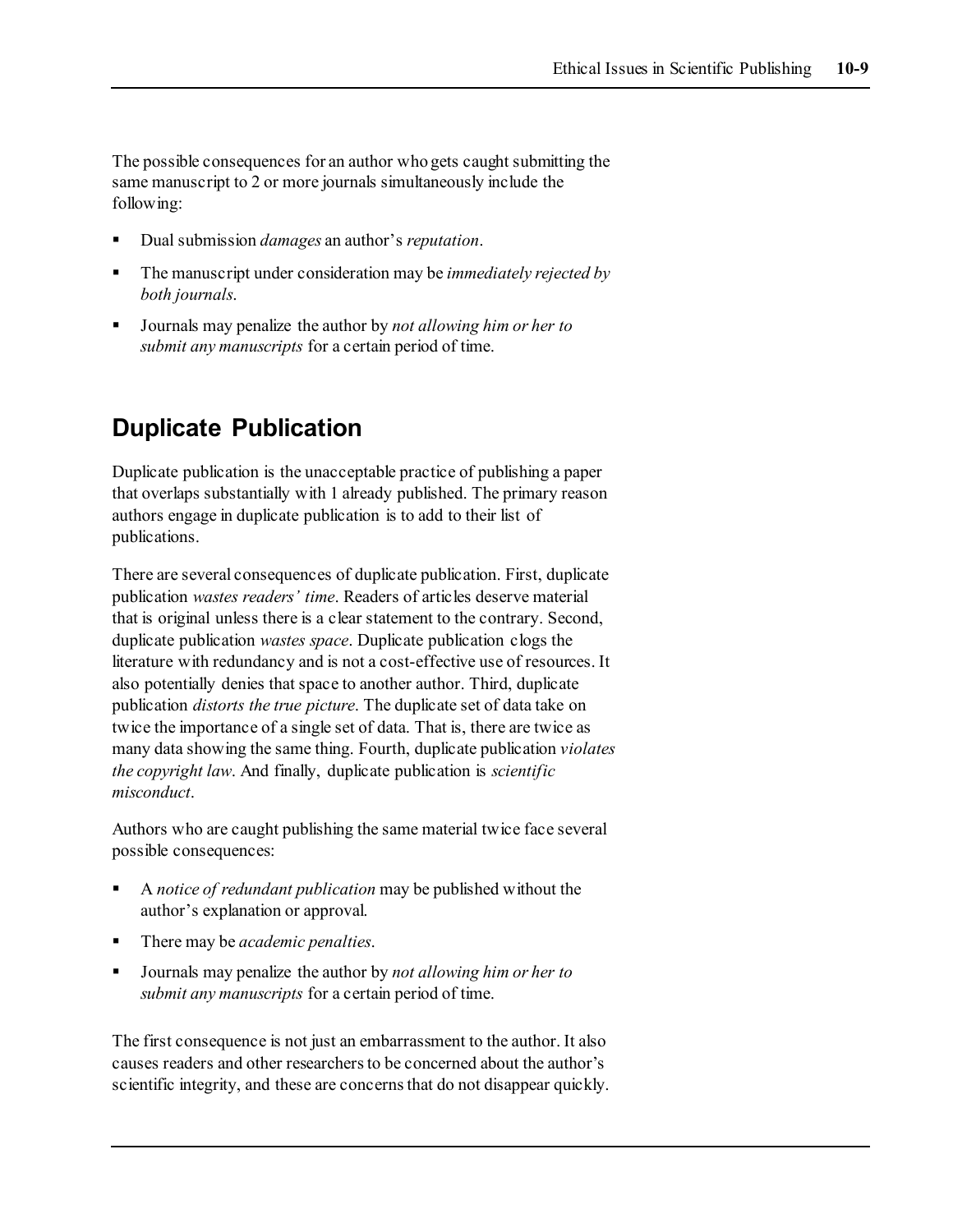The possible consequences for an author who gets caught submitting the same manuscript to 2 or more journals simultaneously include the following:

- Dual submission *damages* an author's *reputation*.
- The manuscript under consideration may be *immediately rejected by both journals*.
- Journals may penalize the author by *not allowing him or her to submit any manuscripts* for a certain period of time.

## Duplicate Publication

Duplicate publication is the unacceptable practice of publishing a paper that overlaps substantially with 1 already published. The primary reason authors engage in duplicate publication is to add to their list of publications.

There are several consequences of duplicate publication. First, duplicate publication *wastes readers' time*. Readers of articles deserve material that is original unless there is a clear statement to the contrary. Second, duplicate publication *wastes space*. Duplicate publication clogs the literature with redundancy and is not a cost-effective use of resources. It also potentially denies that space to another author. Third, duplicate publication *distorts the true picture*. The duplicate set of data take on twice the importance of a single set of data. That is, there are twice as many data showing the same thing. Fourth, duplicate publication *violates the copyright law*. And finally, duplicate publication is *scientific misconduct*.

Authors who are caught publishing the same material twice face several possible consequences:

- A *notice of redundant publication* may be published without the author's explanation or approval.
- There may be *academic penalties*.
- Journals may penalize the author by *not allowing him or her to submit any manuscripts* for a certain period of time.

The first consequence is not just an embarrassment to the author. It also causes readers and other researchers to be concerned about the author's scientific integrity, and these are concerns that do not disappear quickly.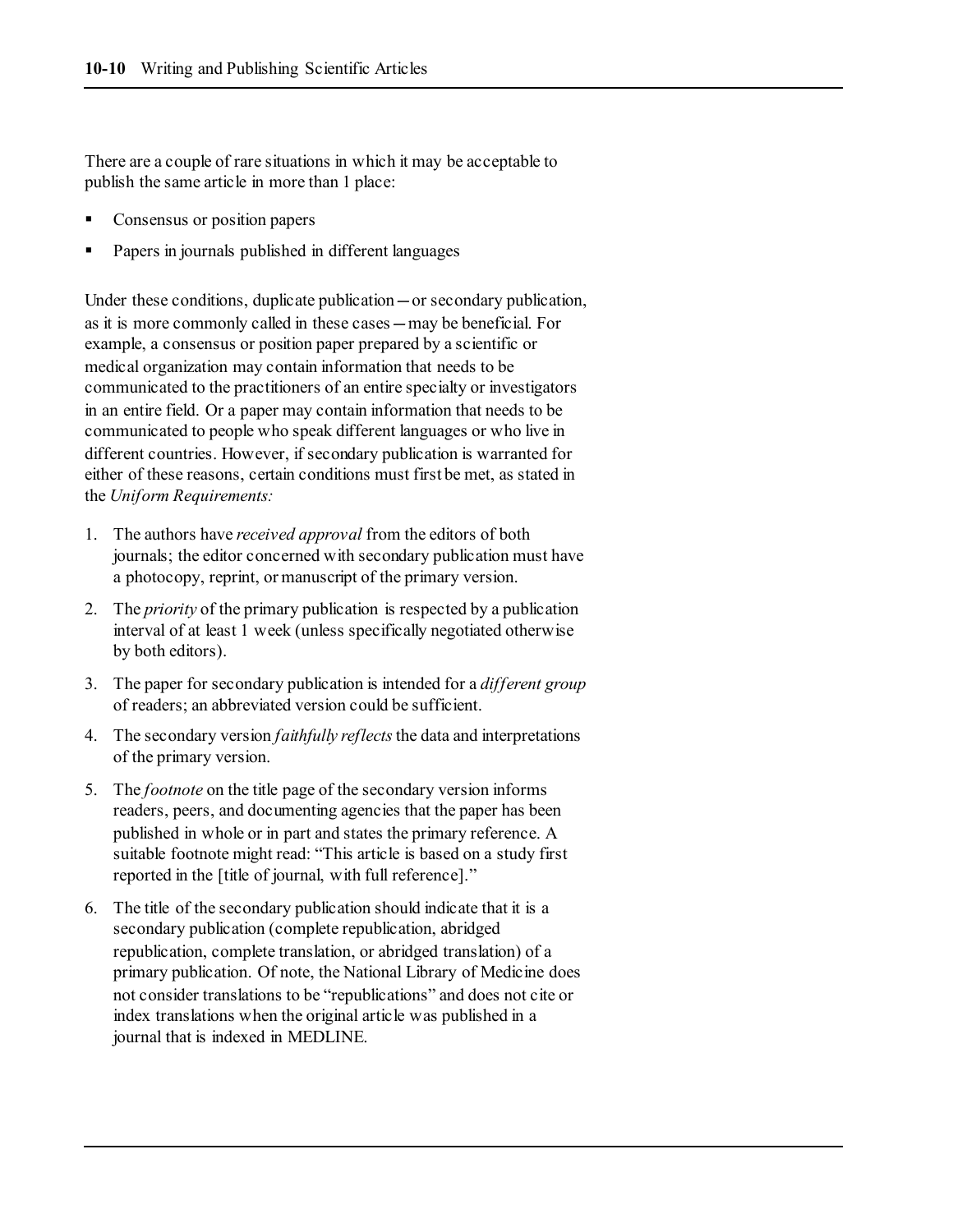There are a couple of rare situations in which it may be acceptable to publish the same article in more than 1 place:

- Consensus or position papers
- Papers in journals published in different languages

Under these conditions, duplicate publication—or secondary publication, as it is more commonly called in these cases—may be beneficial. For example, a consensus or position paper prepared by a scientific or medical organization may contain information that needs to be communicated to the practitioners of an entire specialty or investigators in an entire field. Or a paper may contain information that needs to be communicated to people who speak different languages or who live in different countries. However, if secondary publication is warranted for either of these reasons, certain conditions must first be met, as stated in the *Uniform Requirements:*

1. The authors have *received approval* from the editors of both journals; the editor concerned with secondary publication must have a photocopy, reprint, or manuscript of the primary version.
2. The *priority* of the primary publication is respected by a publication interval of at least 1 week (unless specifically negotiated otherwise by both editors).
3. The paper for secondary publication is intended for a *different group* of readers; an abbreviated version could be sufficient.
4. The secondary version *faithfully reflects* the data and interpretations of the primary version.
5. The *footnote* on the title page of the secondary version informs readers, peers, and documenting agencies that the paper has been published in whole or in part and states the primary reference. A suitable footnote might read: "This article is based on a study first reported in the [title of journal, with full reference]."
6. The title of the secondary publication should indicate that it is a secondary publication (complete republication, abridged republication, complete translation, or abridged translation) of a primary publication. Of note, the National Library of Medicine does not consider translations to be "republications" and does not cite or index translations when the original article was published in a journal that is indexed in MEDLINE.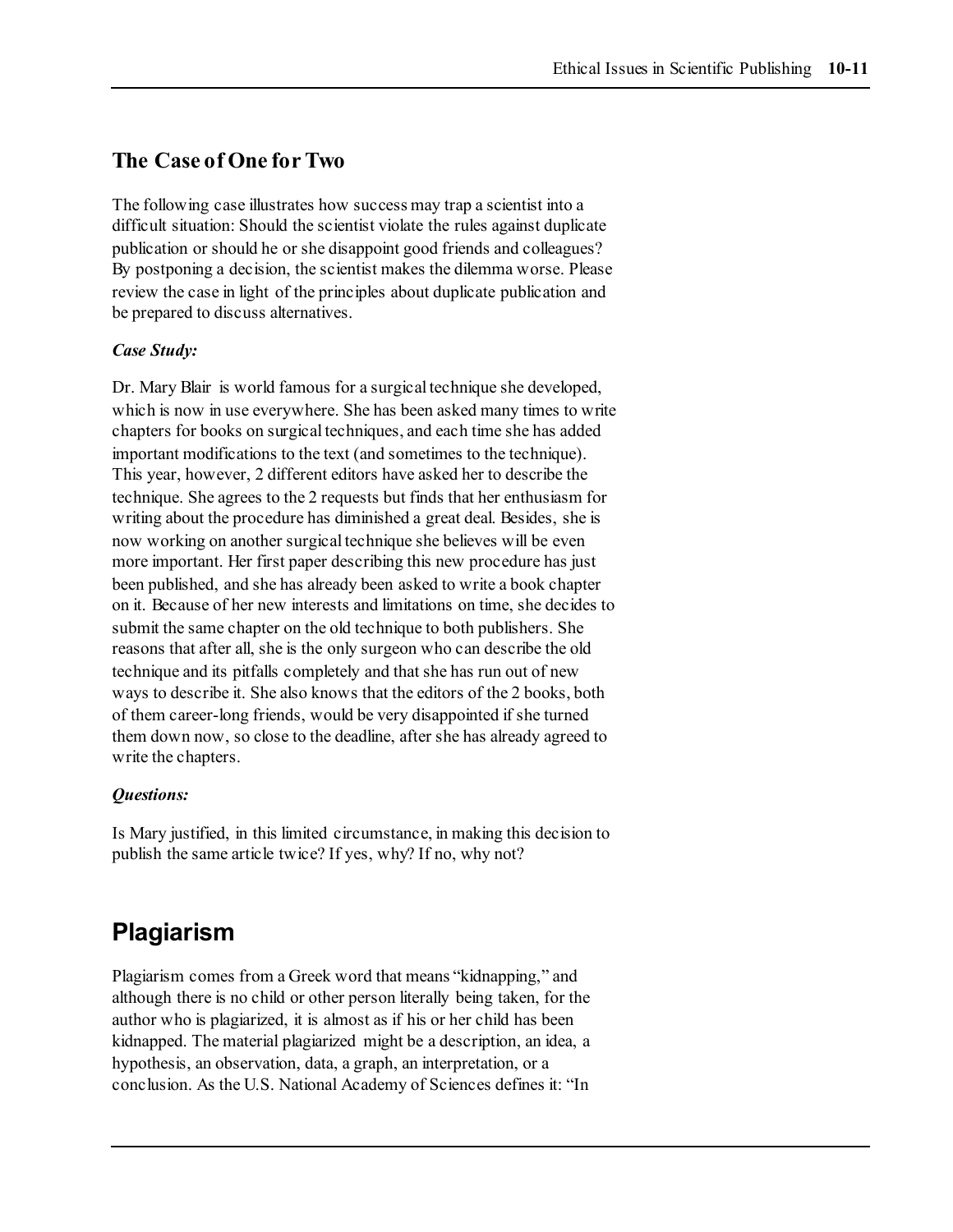## The Case of One for Two

The following case illustrates how success may trap a scientist into a difficult situation: Should the scientist violate the rules against duplicate publication or should he or she disappoint good friends and colleagues? By postponing a decision, the scientist makes the dilemma worse. Please review the case in light of the principles about duplicate publication and be prepared to discuss alternatives.

***Case Study:***

Dr. Mary Blair is world famous for a surgical technique she developed, which is now in use everywhere. She has been asked many times to write chapters for books on surgical techniques, and each time she has added important modifications to the text (and sometimes to the technique). This year, however, 2 different editors have asked her to describe the technique. She agrees to the 2 requests but finds that her enthusiasm for writing about the procedure has diminished a great deal. Besides, she is now working on another surgical technique she believes will be even more important. Her first paper describing this new procedure has just been published, and she has already been asked to write a book chapter on it. Because of her new interests and limitations on time, she decides to submit the same chapter on the old technique to both publishers. She reasons that after all, she is the only surgeon who can describe the old technique and its pitfalls completely and that she has run out of new ways to describe it. She also knows that the editors of the 2 books, both of them career-long friends, would be very disappointed if she turned them down now, so close to the deadline, after she has already agreed to write the chapters.

***Questions:***

Is Mary justified, in this limited circumstance, in making this decision to publish the same article twice? If yes, why? If no, why not?

# Plagiarism

Plagiarism comes from a Greek word that means "kidnapping," and although there is no child or other person literally being taken, for the author who is plagiarized, it is almost as if his or her child has been kidnapped. The material plagiarized might be a description, an idea, a hypothesis, an observation, data, a graph, an interpretation, or a conclusion. As the U.S. National Academy of Sciences defines it: "In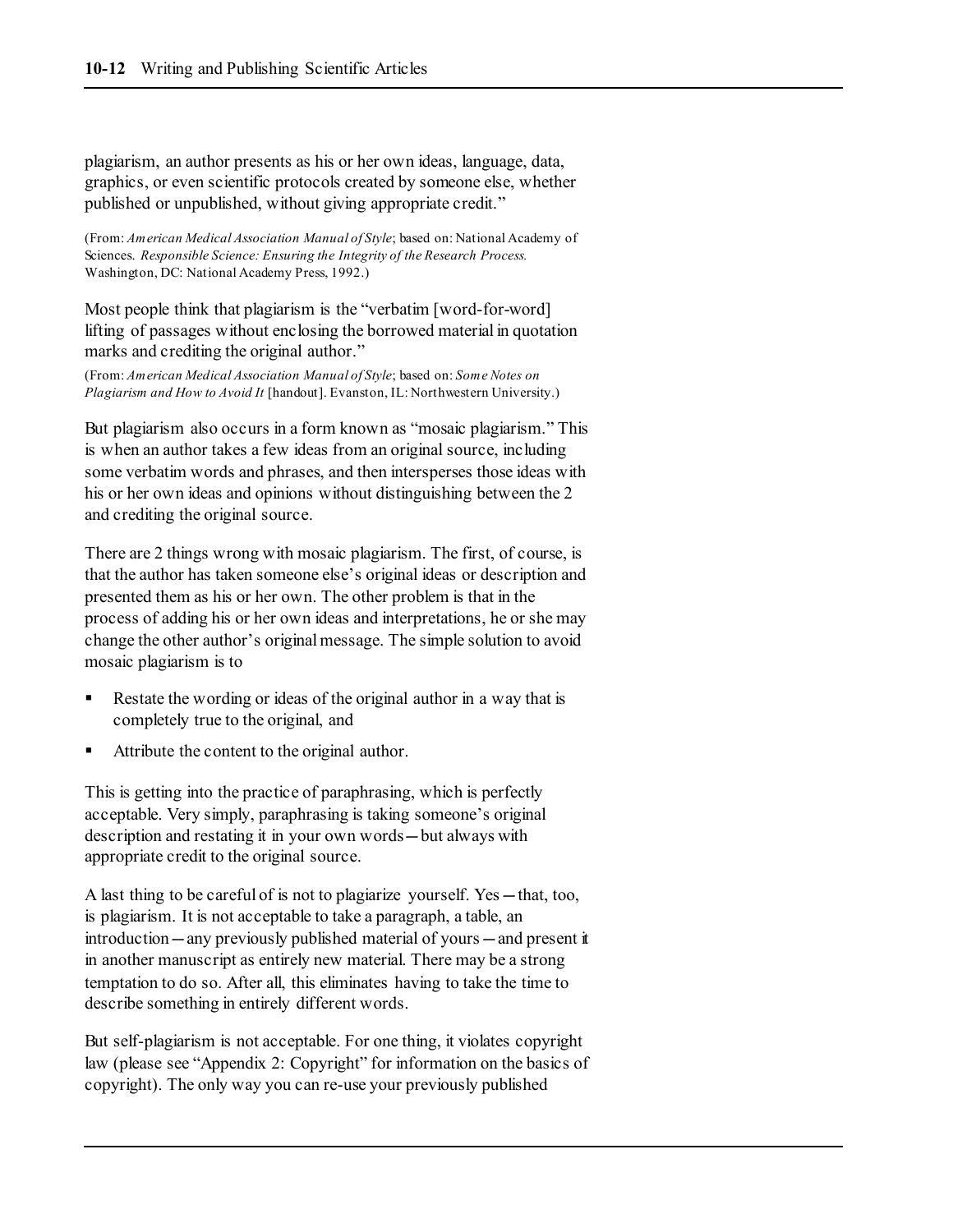plagiarism, an author presents as his or her own ideas, language, data, graphics, or even scientific protocols created by someone else, whether published or unpublished, without giving appropriate credit."

(From: *American Medical Association Manual of Style*; based on: National Academy of Sciences. *Responsible Science: Ensuring the Integrity of the Research Process.* Washington, DC: National Academy Press, 1992.)

Most people think that plagiarism is the "verbatim [word-for-word] lifting of passages without enclosing the borrowed material in quotation marks and crediting the original author."

(From: *American Medical Association Manual of Style*; based on: *Some Notes on Plagiarism and How to Avoid It* [handout]. Evanston, IL: Northwestern University.)

But plagiarism also occurs in a form known as "mosaic plagiarism." This is when an author takes a few ideas from an original source, including some verbatim words and phrases, and then intersperses those ideas with his or her own ideas and opinions without distinguishing between the 2 and crediting the original source.

There are 2 things wrong with mosaic plagiarism. The first, of course, is that the author has taken someone else's original ideas or description and presented them as his or her own. The other problem is that in the process of adding his or her own ideas and interpretations, he or she may change the other author's original message. The simple solution to avoid mosaic plagiarism is to

- Restate the wording or ideas of the original author in a way that is completely true to the original, and
- Attribute the content to the original author.

This is getting into the practice of paraphrasing, which is perfectly acceptable. Very simply, paraphrasing is taking someone's original description and restating it in your own words—but always with appropriate credit to the original source.

A last thing to be careful of is not to plagiarize yourself. Yes—that, too, is plagiarism. It is not acceptable to take a paragraph, a table, an introduction—any previously published material of yours—and present it in another manuscript as entirely new material. There may be a strong temptation to do so. After all, this eliminates having to take the time to describe something in entirely different words.

But self-plagiarism is not acceptable. For one thing, it violates copyright law (please see "Appendix 2: Copyright" for information on the basics of copyright). The only way you can re-use your previously published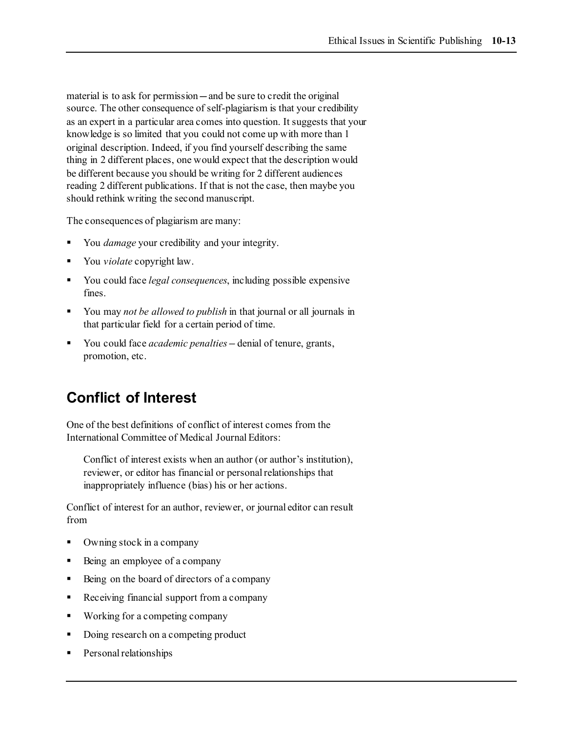material is to ask for permission—and be sure to credit the original source. The other consequence of self-plagiarism is that your credibility as an expert in a particular area comes into question. It suggests that your knowledge is so limited that you could not come up with more than 1 original description. Indeed, if you find yourself describing the same thing in 2 different places, one would expect that the description would be different because you should be writing for 2 different audiences reading 2 different publications. If that is not the case, then maybe you should rethink writing the second manuscript.

The consequences of plagiarism are many:

- You *damage* your credibility and your integrity.
- You *violate* copyright law.
- You could face *legal consequences*, including possible expensive fines.
- You may *not be allowed to publish* in that journal or all journals in that particular field for a certain period of time.
- You could face *academic penalties*—denial of tenure, grants, promotion, etc.

## Conflict of Interest

One of the best definitions of conflict of interest comes from the International Committee of Medical Journal Editors:

> Conflict of interest exists when an author (or author's institution), reviewer, or editor has financial or personal relationships that inappropriately influence (bias) his or her actions.

Conflict of interest for an author, reviewer, or journal editor can result from

- Owning stock in a company
- Being an employee of a company
- Being on the board of directors of a company
- Receiving financial support from a company
- Working for a competing company
- Doing research on a competing product
- Personal relationships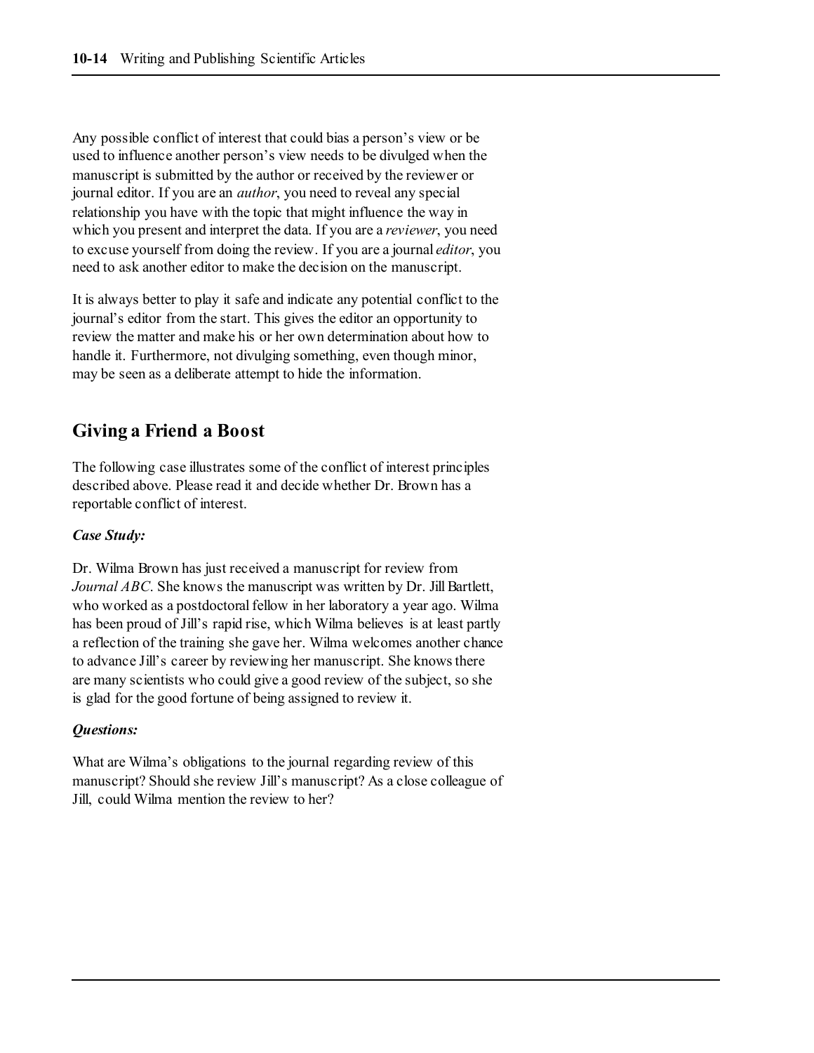Any possible conflict of interest that could bias a person's view or be used to influence another person's view needs to be divulged when the manuscript is submitted by the author or received by the reviewer or journal editor. If you are an *author*, you need to reveal any special relationship you have with the topic that might influence the way in which you present and interpret the data. If you are a *reviewer*, you need to excuse yourself from doing the review. If you are a journal *editor*, you need to ask another editor to make the decision on the manuscript.

It is always better to play it safe and indicate any potential conflict to the journal's editor from the start. This gives the editor an opportunity to review the matter and make his or her own determination about how to handle it. Furthermore, not divulging something, even though minor, may be seen as a deliberate attempt to hide the information.

## Giving a Friend a Boost

The following case illustrates some of the conflict of interest principles described above. Please read it and decide whether Dr. Brown has a reportable conflict of interest.

***Case Study:***

Dr. Wilma Brown has just received a manuscript for review from *Journal ABC*. She knows the manuscript was written by Dr. Jill Bartlett, who worked as a postdoctoral fellow in her laboratory a year ago. Wilma has been proud of Jill's rapid rise, which Wilma believes is at least partly a reflection of the training she gave her. Wilma welcomes another chance to advance Jill's career by reviewing her manuscript. She knows there are many scientists who could give a good review of the subject, so she is glad for the good fortune of being assigned to review it.

***Questions:***

What are Wilma's obligations to the journal regarding review of this manuscript? Should she review Jill's manuscript? As a close colleague of Jill, could Wilma mention the review to her?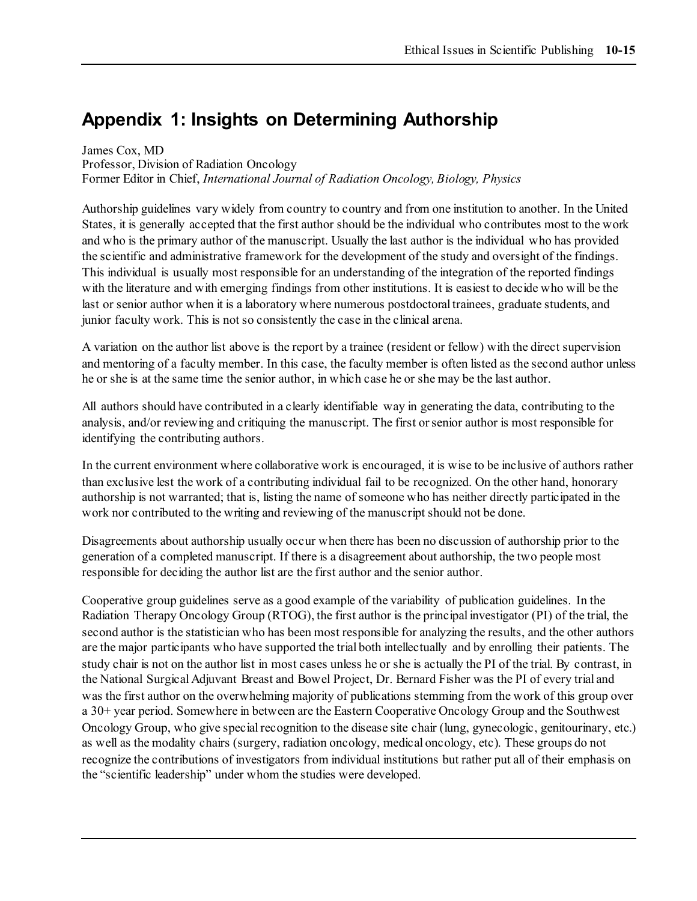## Appendix 1: Insights on Determining Authorship

James Cox, MD
Professor, Division of Radiation Oncology
Former Editor in Chief, *International Journal of Radiation Oncology, Biology, Physics*

Authorship guidelines vary widely from country to country and from one institution to another. In the United States, it is generally accepted that the first author should be the individual who contributes most to the work and who is the primary author of the manuscript. Usually the last author is the individual who has provided the scientific and administrative framework for the development of the study and oversight of the findings. This individual is usually most responsible for an understanding of the integration of the reported findings with the literature and with emerging findings from other institutions. It is easiest to decide who will be the last or senior author when it is a laboratory where numerous postdoctoral trainees, graduate students, and junior faculty work. This is not so consistently the case in the clinical arena.

A variation on the author list above is the report by a trainee (resident or fellow) with the direct supervision and mentoring of a faculty member. In this case, the faculty member is often listed as the second author unless he or she is at the same time the senior author, in which case he or she may be the last author.

All authors should have contributed in a clearly identifiable way in generating the data, contributing to the analysis, and/or reviewing and critiquing the manuscript. The first or senior author is most responsible for identifying the contributing authors.

In the current environment where collaborative work is encouraged, it is wise to be inclusive of authors rather than exclusive lest the work of a contributing individual fail to be recognized. On the other hand, honorary authorship is not warranted; that is, listing the name of someone who has neither directly participated in the work nor contributed to the writing and reviewing of the manuscript should not be done.

Disagreements about authorship usually occur when there has been no discussion of authorship prior to the generation of a completed manuscript. If there is a disagreement about authorship, the two people most responsible for deciding the author list are the first author and the senior author.

Cooperative group guidelines serve as a good example of the variability of publication guidelines. In the Radiation Therapy Oncology Group (RTOG), the first author is the principal investigator (PI) of the trial, the second author is the statistician who has been most responsible for analyzing the results, and the other authors are the major participants who have supported the trial both intellectually and by enrolling their patients. The study chair is not on the author list in most cases unless he or she is actually the PI of the trial. By contrast, in the National Surgical Adjuvant Breast and Bowel Project, Dr. Bernard Fisher was the PI of every trial and was the first author on the overwhelming majority of publications stemming from the work of this group over a 30+ year period. Somewhere in between are the Eastern Cooperative Oncology Group and the Southwest Oncology Group, who give special recognition to the disease site chair (lung, gynecologic, genitourinary, etc.) as well as the modality chairs (surgery, radiation oncology, medical oncology, etc). These groups do not recognize the contributions of investigators from individual institutions but rather put all of their emphasis on the "scientific leadership" under whom the studies were developed.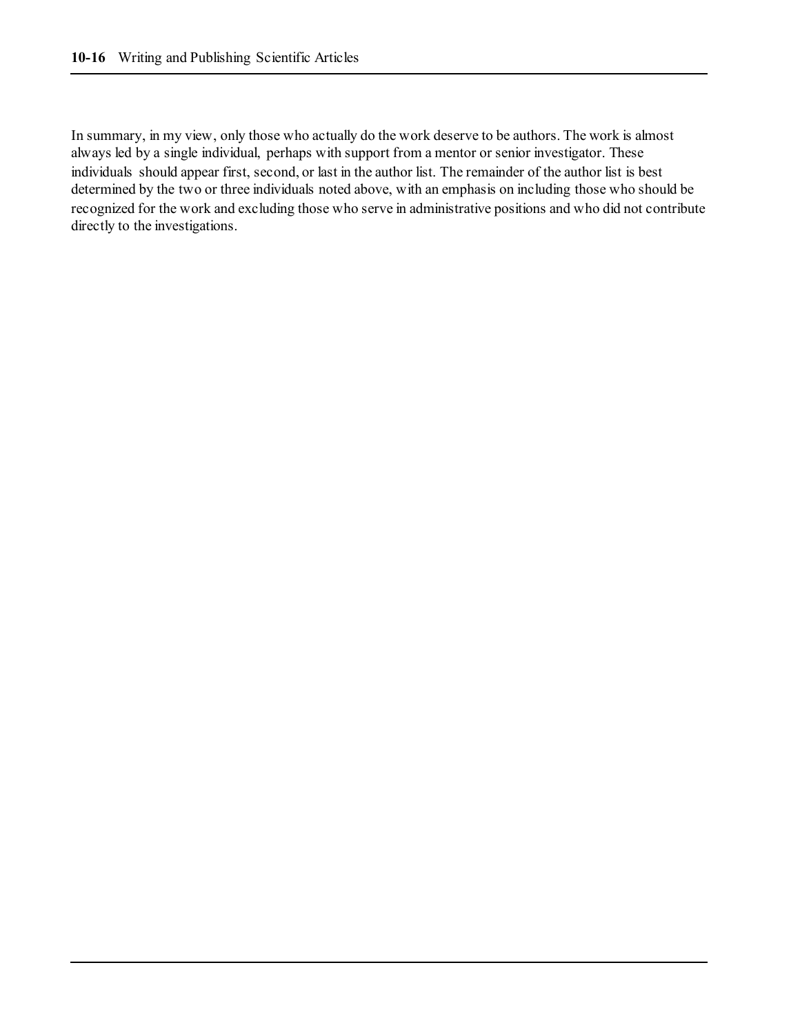In summary, in my view, only those who actually do the work deserve to be authors. The work is almost always led by a single individual, perhaps with support from a mentor or senior investigator. These individuals should appear first, second, or last in the author list. The remainder of the author list is best determined by the two or three individuals noted above, with an emphasis on including those who should be recognized for the work and excluding those who serve in administrative positions and who did not contribute directly to the investigations.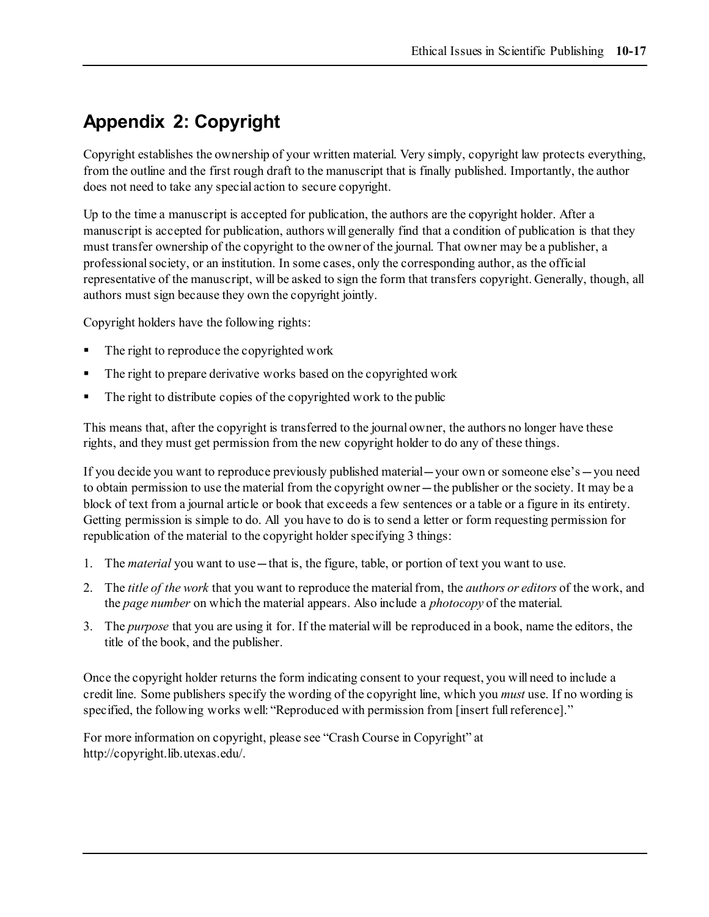## Appendix 2: Copyright

Copyright establishes the ownership of your written material. Very simply, copyright law protects everything, from the outline and the first rough draft to the manuscript that is finally published. Importantly, the author does not need to take any special action to secure copyright.

Up to the time a manuscript is accepted for publication, the authors are the copyright holder. After a manuscript is accepted for publication, authors will generally find that a condition of publication is that they must transfer ownership of the copyright to the owner of the journal. That owner may be a publisher, a professional society, or an institution. In some cases, only the corresponding author, as the official representative of the manuscript, will be asked to sign the form that transfers copyright. Generally, though, all authors must sign because they own the copyright jointly.

Copyright holders have the following rights:

- The right to reproduce the copyrighted work
- The right to prepare derivative works based on the copyrighted work
- The right to distribute copies of the copyrighted work to the public

This means that, after the copyright is transferred to the journal owner, the authors no longer have these rights, and they must get permission from the new copyright holder to do any of these things.

If you decide you want to reproduce previously published material—your own or someone else's—you need to obtain permission to use the material from the copyright owner—the publisher or the society. It may be a block of text from a journal article or book that exceeds a few sentences or a table or a figure in its entirety. Getting permission is simple to do. All you have to do is to send a letter or form requesting permission for republication of the material to the copyright holder specifying 3 things:

1. The *material* you want to use—that is, the figure, table, or portion of text you want to use.
2. The *title of the work* that you want to reproduce the material from, the *authors or editors* of the work, and the *page number* on which the material appears. Also include a *photocopy* of the material.
3. The *purpose* that you are using it for. If the material will be reproduced in a book, name the editors, the title of the book, and the publisher.

Once the copyright holder returns the form indicating consent to your request, you will need to include a credit line. Some publishers specify the wording of the copyright line, which you *must* use. If no wording is specified, the following works well: "Reproduced with permission from [insert full reference]."

For more information on copyright, please see "Crash Course in Copyright" at http://copyright.lib.utexas.edu/.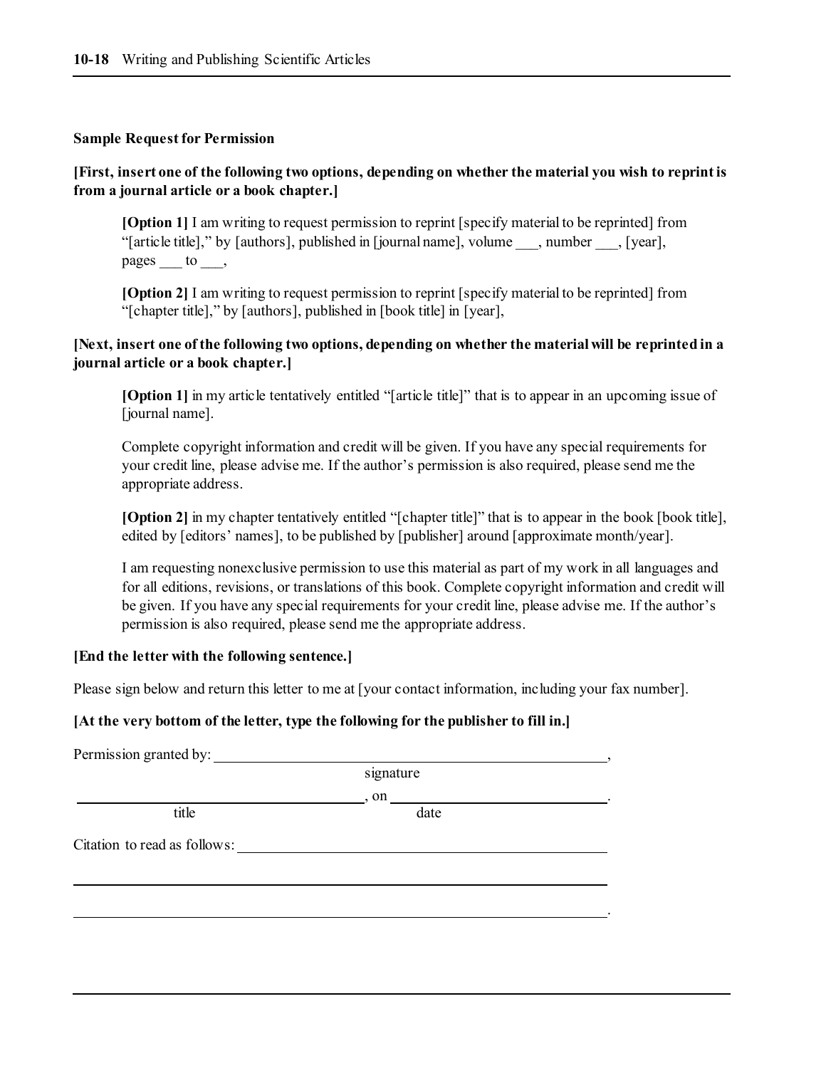**Sample Request for Permission**

**[First, insert one of the following two options, depending on whether the material you wish to reprint is from a journal article or a book chapter.]**

> **[Option 1]** I am writing to request permission to reprint [specify material to be reprinted] from "[article title]," by [authors], published in [journal name], volume ___, number ___, [year], pages ___ to ___,
>
> **[Option 2]** I am writing to request permission to reprint [specify material to be reprinted] from "[chapter title]," by [authors], published in [book title] in [year],

**[Next, insert one of the following two options, depending on whether the material will be reprinted in a journal article or a book chapter.]**

> **[Option 1]** in my article tentatively entitled "[article title]" that is to appear in an upcoming issue of [journal name].
>
> Complete copyright information and credit will be given. If you have any special requirements for your credit line, please advise me. If the author's permission is also required, please send me the appropriate address.
>
> **[Option 2]** in my chapter tentatively entitled "[chapter title]" that is to appear in the book [book title], edited by [editors' names], to be published by [publisher] around [approximate month/year].
>
> I am requesting nonexclusive permission to use this material as part of my work in all languages and for all editions, revisions, or translations of this book. Complete copyright information and credit will be given. If you have any special requirements for your credit line, please advise me. If the author's permission is also required, please send me the appropriate address.

**[End the letter with the following sentence.]**

Please sign below and return this letter to me at [your contact information, including your fax number].

**[At the very bottom of the letter, type the following for the publisher to fill in.]**

Permission granted by: ______________________________________________,
signature

______________________________, on ______________________________.
title date

Citation to read as follows: ______________________________________________

______________________________________________________________________

______________________________________________________________________.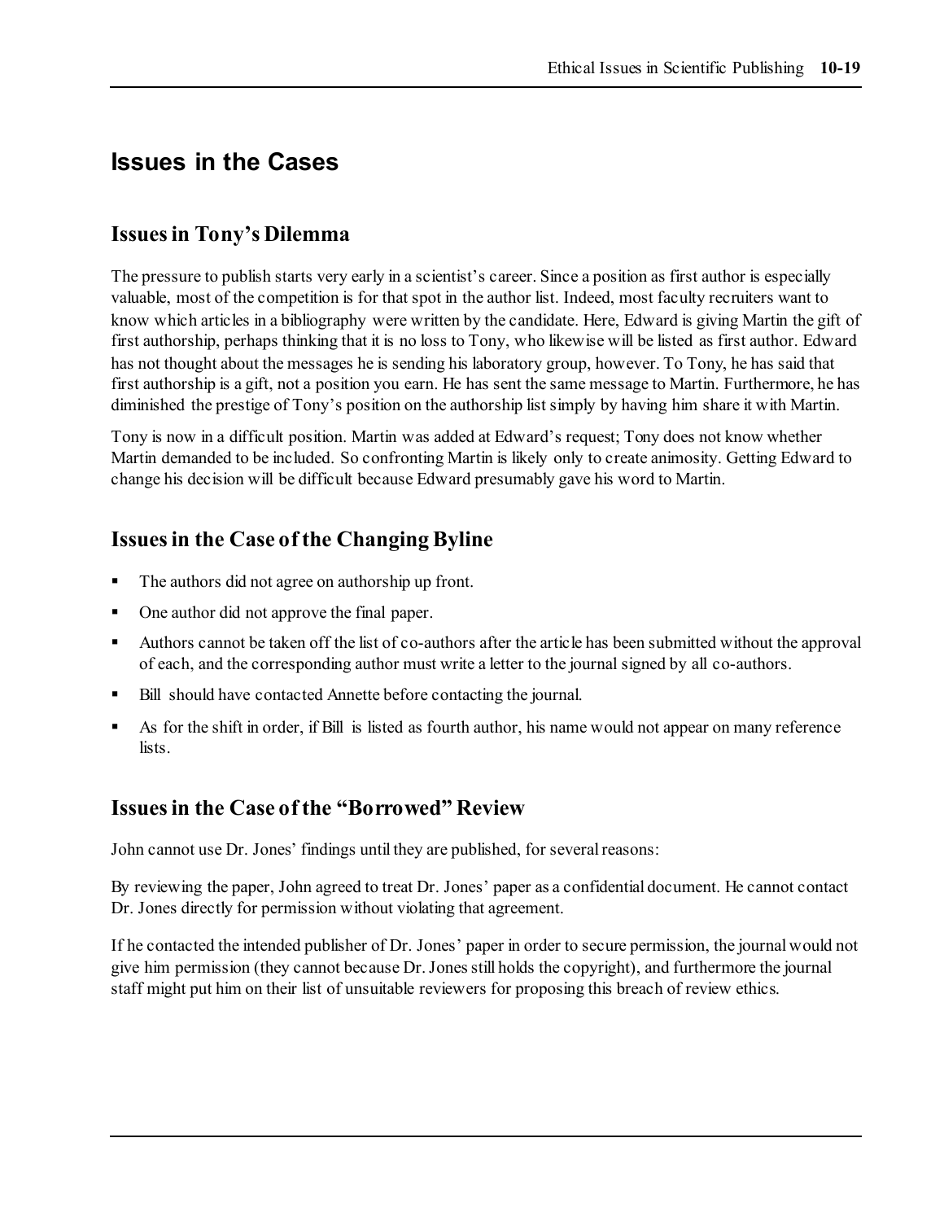## Issues in the Cases

### Issues in Tony's Dilemma

The pressure to publish starts very early in a scientist's career. Since a position as first author is especially valuable, most of the competition is for that spot in the author list. Indeed, most faculty recruiters want to know which articles in a bibliography were written by the candidate. Here, Edward is giving Martin the gift of first authorship, perhaps thinking that it is no loss to Tony, who likewise will be listed as first author. Edward has not thought about the messages he is sending his laboratory group, however. To Tony, he has said that first authorship is a gift, not a position you earn. He has sent the same message to Martin. Furthermore, he has diminished the prestige of Tony's position on the authorship list simply by having him share it with Martin.

Tony is now in a difficult position. Martin was added at Edward's request; Tony does not know whether Martin demanded to be included. So confronting Martin is likely only to create animosity. Getting Edward to change his decision will be difficult because Edward presumably gave his word to Martin.

### Issues in the Case of the Changing Byline

- The authors did not agree on authorship up front.
- One author did not approve the final paper.
- Authors cannot be taken off the list of co-authors after the article has been submitted without the approval of each, and the corresponding author must write a letter to the journal signed by all co-authors.
- Bill should have contacted Annette before contacting the journal.
- As for the shift in order, if Bill is listed as fourth author, his name would not appear on many reference lists.

### Issues in the Case of the "Borrowed" Review

John cannot use Dr. Jones' findings until they are published, for several reasons:

By reviewing the paper, John agreed to treat Dr. Jones' paper as a confidential document. He cannot contact Dr. Jones directly for permission without violating that agreement.

If he contacted the intended publisher of Dr. Jones' paper in order to secure permission, the journal would not give him permission (they cannot because Dr. Jones still holds the copyright), and furthermore the journal staff might put him on their list of unsuitable reviewers for proposing this breach of review ethics.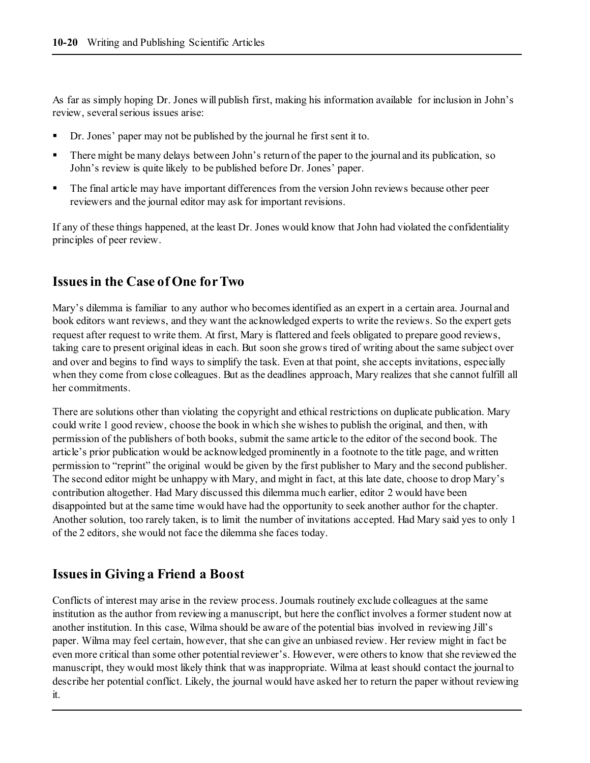As far as simply hoping Dr. Jones will publish first, making his information available for inclusion in John's review, several serious issues arise:

- Dr. Jones' paper may not be published by the journal he first sent it to.
- There might be many delays between John's return of the paper to the journal and its publication, so John's review is quite likely to be published before Dr. Jones' paper.
- The final article may have important differences from the version John reviews because other peer reviewers and the journal editor may ask for important revisions.

If any of these things happened, at the least Dr. Jones would know that John had violated the confidentiality principles of peer review.

## Issues in the Case of One for Two

Mary's dilemma is familiar to any author who becomes identified as an expert in a certain area. Journal and book editors want reviews, and they want the acknowledged experts to write the reviews. So the expert gets request after request to write them. At first, Mary is flattered and feels obligated to prepare good reviews, taking care to present original ideas in each. But soon she grows tired of writing about the same subject over and over and begins to find ways to simplify the task. Even at that point, she accepts invitations, especially when they come from close colleagues. But as the deadlines approach, Mary realizes that she cannot fulfill all her commitments.

There are solutions other than violating the copyright and ethical restrictions on duplicate publication. Mary could write 1 good review, choose the book in which she wishes to publish the original, and then, with permission of the publishers of both books, submit the same article to the editor of the second book. The article's prior publication would be acknowledged prominently in a footnote to the title page, and written permission to "reprint" the original would be given by the first publisher to Mary and the second publisher. The second editor might be unhappy with Mary, and might in fact, at this late date, choose to drop Mary's contribution altogether. Had Mary discussed this dilemma much earlier, editor 2 would have been disappointed but at the same time would have had the opportunity to seek another author for the chapter. Another solution, too rarely taken, is to limit the number of invitations accepted. Had Mary said yes to only 1 of the 2 editors, she would not face the dilemma she faces today.

## Issues in Giving a Friend a Boost

Conflicts of interest may arise in the review process. Journals routinely exclude colleagues at the same institution as the author from reviewing a manuscript, but here the conflict involves a former student now at another institution. In this case, Wilma should be aware of the potential bias involved in reviewing Jill's paper. Wilma may feel certain, however, that she can give an unbiased review. Her review might in fact be even more critical than some other potential reviewer's. However, were others to know that she reviewed the manuscript, they would most likely think that was inappropriate. Wilma at least should contact the journal to describe her potential conflict. Likely, the journal would have asked her to return the paper without reviewing it.